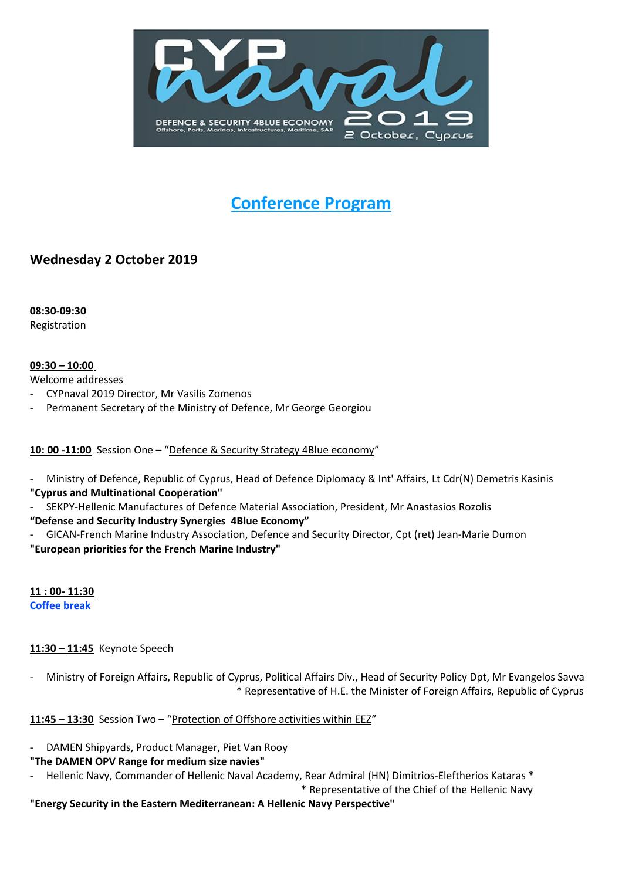CYPnaval 2019

DEFENCE & SECURITY 4BLUE ECONOMY
Offshore, Ports, Marinas, Infrastructures, Maritime, SAR

2 October, Cyprus

# Conference Program

## Wednesday 2 October 2019

**08:30-09:30**
Registration

**09:30 – 10:00**
Welcome addresses
- CYPnaval 2019 Director, Mr Vasilis Zomenos
- Permanent Secretary of the Ministry of Defence, Mr George Georgiou

**10: 00 -11:00** Session One – "Defence & Security Strategy 4Blue economy"

- Ministry of Defence, Republic of Cyprus, Head of Defence Diplomacy & Int' Affairs, Lt Cdr(N) Demetris Kasinis

**"Cyprus and Multinational Cooperation"**

- SEKPY-Hellenic Manufactures of Defence Material Association, President, Mr Anastasios Rozolis

**"Defense and Security Industry Synergies 4Blue Economy"**

- GICAN-French Marine Industry Association, Defence and Security Director, Cpt (ret) Jean-Marie Dumon

**"European priorities for the French Marine Industry"**

**11 : 00- 11:30**
**Coffee break**

**11:30 – 11:45** Keynote Speech

- Ministry of Foreign Affairs, Republic of Cyprus, Political Affairs Div., Head of Security Policy Dpt, Mr Evangelos Savva
  * Representative of H.E. the Minister of Foreign Affairs, Republic of Cyprus

**11:45 – 13:30** Session Two – "Protection of Offshore activities within EEZ"

- DAMEN Shipyards, Product Manager, Piet Van Rooy

**"The DAMEN OPV Range for medium size navies"**

- Hellenic Navy, Commander of Hellenic Naval Academy, Rear Admiral (HN) Dimitrios-Eleftherios Kataras *
  * Representative of the Chief of the Hellenic Navy

**"Energy Security in the Eastern Mediterranean: A Hellenic Navy Perspective"**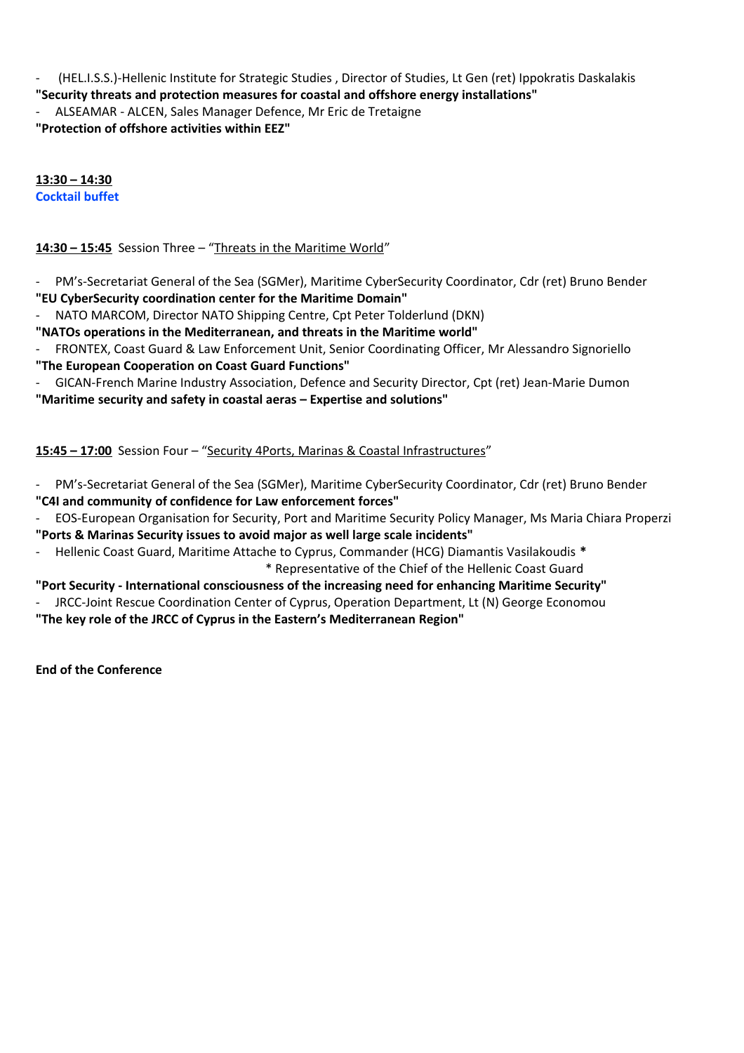- (HEL.I.S.S.)-Hellenic Institute for Strategic Studies , Director of Studies, Lt Gen (ret) Ippokratis Daskalakis

**"Security threats and protection measures for coastal and offshore energy installations"**

- ALSEAMAR - ALCEN, Sales Manager Defence, Mr Eric de Tretaigne

**"Protection of offshore activities within EEZ"**

**13:30 – 14:30**
**Cocktail buffet**

**14:30 – 15:45** Session Three – "Threats in the Maritime World"

- PM's-Secretariat General of the Sea (SGMer), Maritime CyberSecurity Coordinator, Cdr (ret) Bruno Bender

**"EU CyberSecurity coordination center for the Maritime Domain"**

- NATO MARCOM, Director NATO Shipping Centre, Cpt Peter Tolderlund (DKN)

**"NATOs operations in the Mediterranean, and threats in the Maritime world"**

- FRONTEX, Coast Guard & Law Enforcement Unit, Senior Coordinating Officer, Mr Alessandro Signoriello

**"The European Cooperation on Coast Guard Functions"**

- GICAN-French Marine Industry Association, Defence and Security Director, Cpt (ret) Jean-Marie Dumon

**"Maritime security and safety in coastal aeras – Expertise and solutions"**

**15:45 – 17:00** Session Four – "Security 4Ports, Marinas & Coastal Infrastructures"

- PM's-Secretariat General of the Sea (SGMer), Maritime CyberSecurity Coordinator, Cdr (ret) Bruno Bender

**"C4I and community of confidence for Law enforcement forces"**

- EOS-European Organisation for Security, Port and Maritime Security Policy Manager, Ms Maria Chiara Properzi

**"Ports & Marinas Security issues to avoid major as well large scale incidents"**

- Hellenic Coast Guard, Maritime Attache to Cyprus, Commander (HCG) Diamantis Vasilakoudis **\***

  \* Representative of the Chief of the Hellenic Coast Guard

**"Port Security - International consciousness of the increasing need for enhancing Maritime Security"**

- JRCC-Joint Rescue Coordination Center of Cyprus, Operation Department, Lt (N) George Economou

**"The key role of the JRCC of Cyprus in the Eastern's Mediterranean Region"**

**End of the Conference**